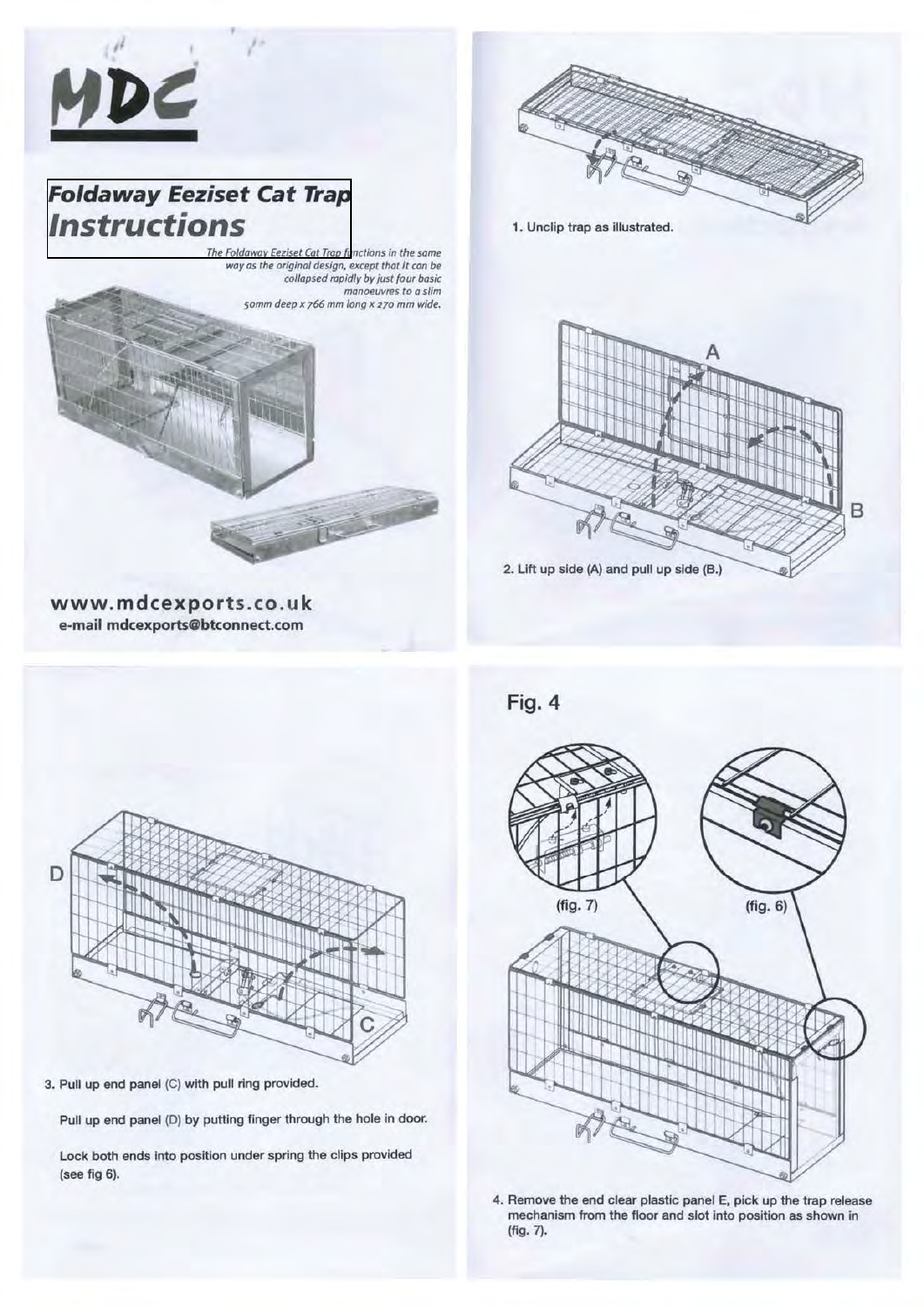# MDC

## Foldaway Eeziset Cat Trap Instructions

*The Foldaway Eeziset Cat Trap functions in the same way as the original design, except that it can be collapsed rapidly by just four basic manoeuvres to a slim 50mm deep x 766 mm long x 270 mm wide.*

**www.mdcexports.co.uk**
**e-mail mdcexports@btconnect.com**

1. Unclip trap as illustrated.

A

B

2. Lift up side (A) and pull up side (B.)

D

C

3. Pull up end panel (C) with pull ring provided.

Pull up end panel (D) by putting finger through the hole in door.

Lock both ends into position under spring the clips provided (see fig 6).

## Fig. 4

(fig. 7)

(fig. 6)

4. Remove the end clear plastic panel E, pick up the trap release mechanism from the floor and slot into position as shown in (fig. 7).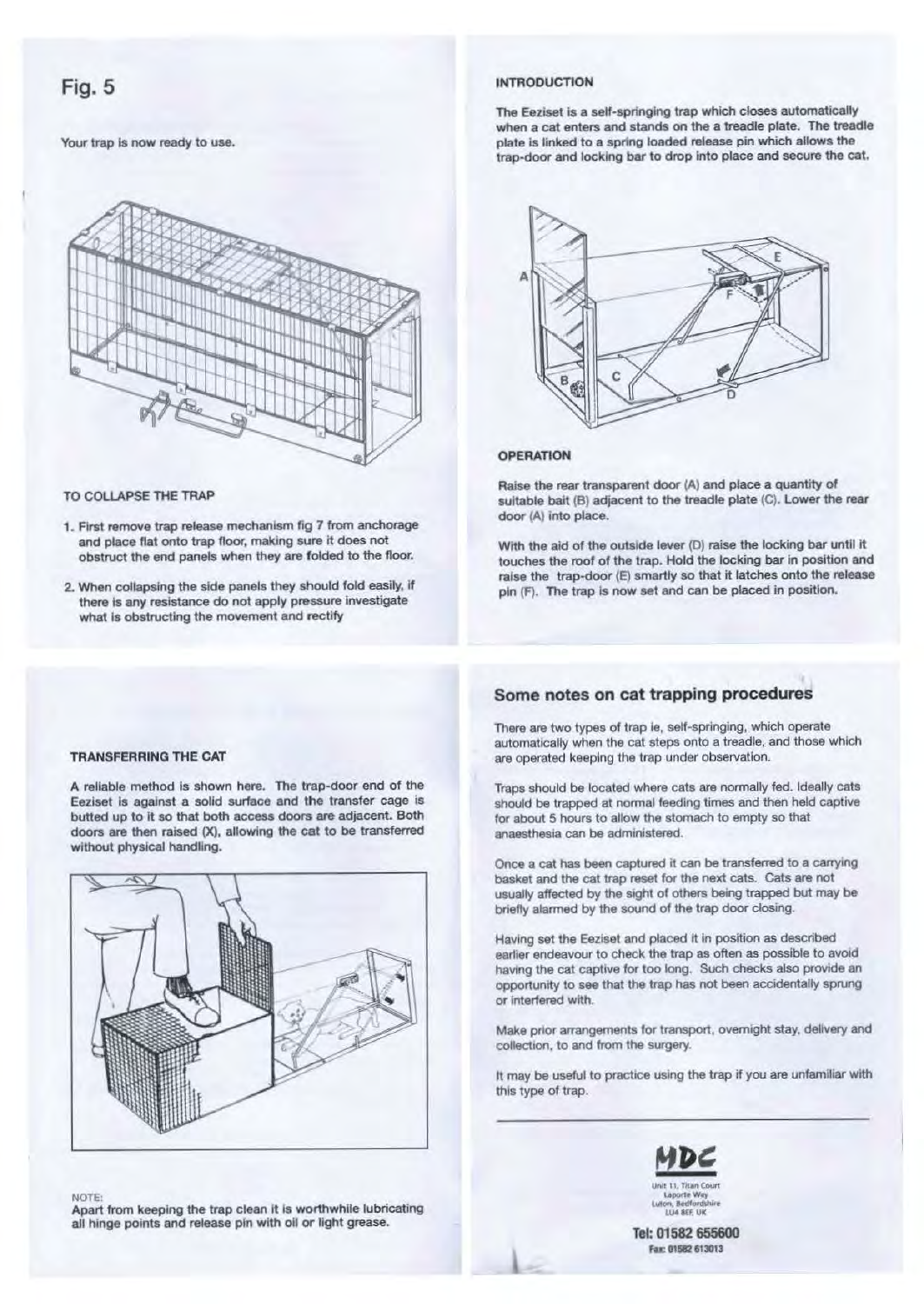## Fig. 5

Your trap is now ready to use.

### TO COLLAPSE THE TRAP

1. First remove trap release mechanism fig 7 from anchorage and place flat onto trap floor, making sure it does not obstruct the end panels when they are folded to the floor.
2. When collapsing the side panels they should fold easily, if there is any resistance do not apply pressure investigate what is obstructing the movement and rectify

### INTRODUCTION

The Eeziset is a self-springing trap which closes automatically when a cat enters and stands on the a treadle plate. The treadle plate is linked to a spring loaded release pin which allows the trap-door and locking bar to drop into place and secure the cat.

A

B

C

D

E

F

### OPERATION

Raise the rear transparent door (A) and place a quantity of suitable bait (B) adjacent to the treadle plate (C). Lower the rear door (A) into place.

With the aid of the outside lever (D) raise the locking bar until it touches the roof of the trap. Hold the locking bar in position and raise the trap-door (E) smartly so that it latches onto the release pin (F). The trap is now set and can be placed in position.

### TRANSFERRING THE CAT

A reliable method is shown here. The trap-door end of the Eeziset is against a solid surface and the transfer cage is butted up to it so that both access doors are adjacent. Both doors are then raised (X), allowing the cat to be transferred without physical handling.

NOTE:
Apart from keeping the trap clean it is worthwhile lubricating all hinge points and release pin with oil or light grease.

## Some notes on cat trapping procedures

There are two types of trap ie, self-springing, which operate automatically when the cat steps onto a treadle, and those which are operated keeping the trap under observation.

Traps should be located where cats are normally fed. Ideally cats should be trapped at normal feeding times and then held captive for about 5 hours to allow the stomach to empty so that anaesthesia can be administered.

Once a cat has been captured it can be transferred to a carrying basket and the cat trap reset for the next cats. Cats are not usually affected by the sight of others being trapped but may be briefly alarmed by the sound of the trap door closing.

Having set the Eeziset and placed it in position as described earlier endeavour to check the trap as often as possible to avoid having the cat captive for too long. Such checks also provide an opportunity to see that the trap has not been accidentally sprung or interfered with.

Make prior arrangements for transport, overnight stay, delivery and collection, to and from the surgery.

It may be useful to practice using the trap if you are unfamiliar with this type of trap.

MDC

Unit 11, Titan Court
Laporte Way
Luton, Bedfordshire
LU4 8EF UK

**Tel: 01582 655600**
**Fax: 01582 613013**